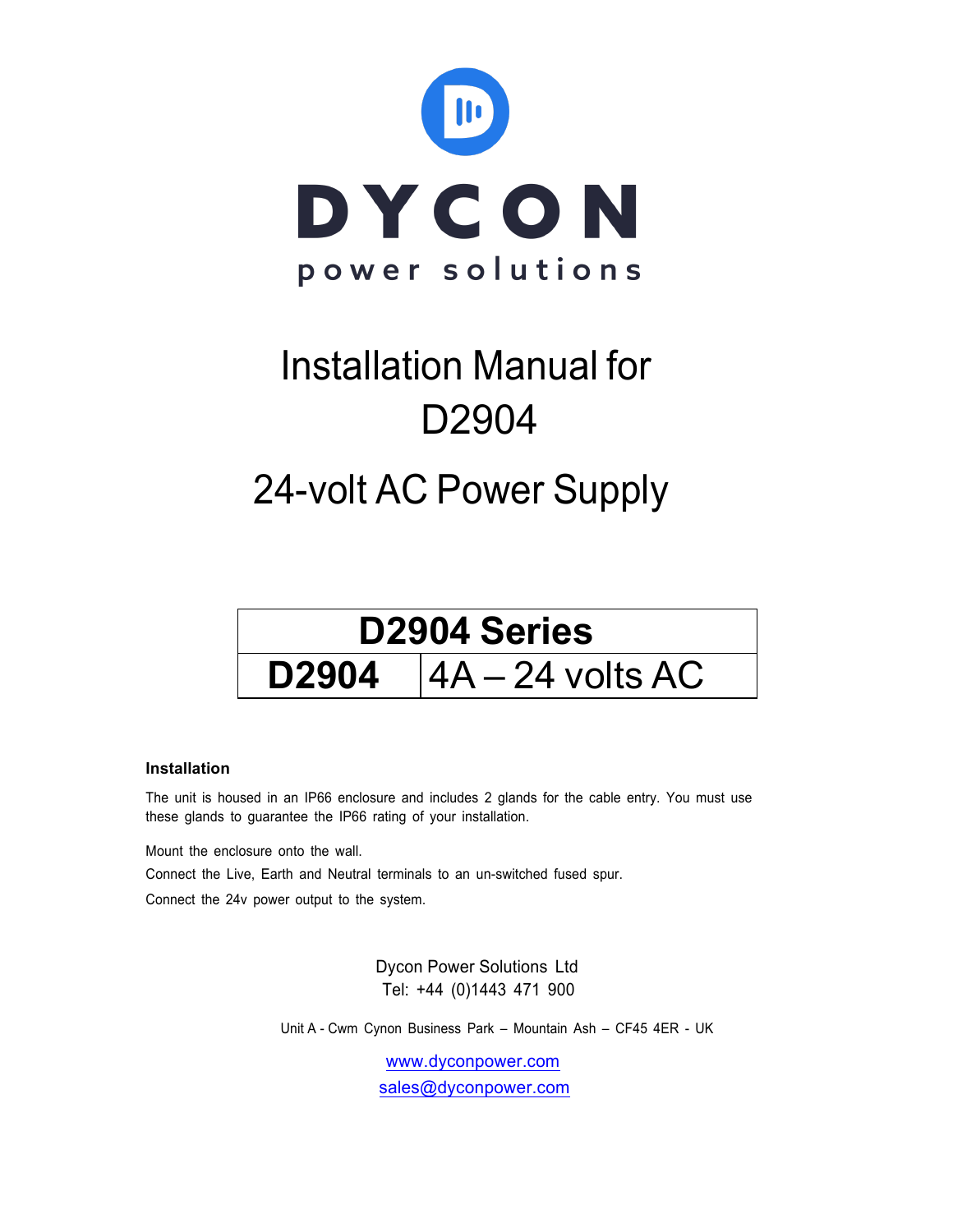# DYCON

power solutions

# Installation Manual for D2904

# 24-volt AC Power Supply

| D2904 Series | |
|---|---|
| **D2904** | 4A – 24 volts AC |

**Installation**

The unit is housed in an IP66 enclosure and includes 2 glands for the cable entry. You must use these glands to guarantee the IP66 rating of your installation.

Mount the enclosure onto the wall.

Connect the Live, Earth and Neutral terminals to an un-switched fused spur.

Connect the 24v power output to the system.

Dycon Power Solutions Ltd
Tel: +44 (0)1443 471 900

Unit A - Cwm Cynon Business Park – Mountain Ash – CF45 4ER - UK

www.dyconpower.com
sales@dyconpower.com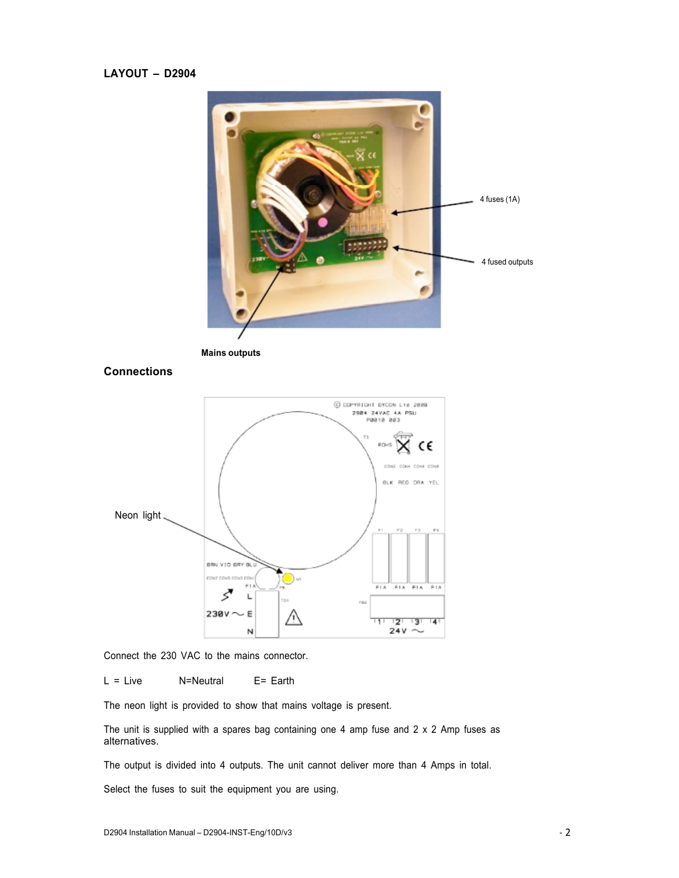## LAYOUT – D2904

4 fuses (1A)

4 fused outputs

Mains outputs

## Connections

Neon light

Connect the 230 VAC to the mains connector.

L = Live    N=Neutral    E= Earth

The neon light is provided to show that mains voltage is present.

The unit is supplied with a spares bag containing one 4 amp fuse and 2 x 2 Amp fuses as alternatives.

The output is divided into 4 outputs. The unit cannot deliver more than 4 Amps in total.

Select the fuses to suit the equipment you are using.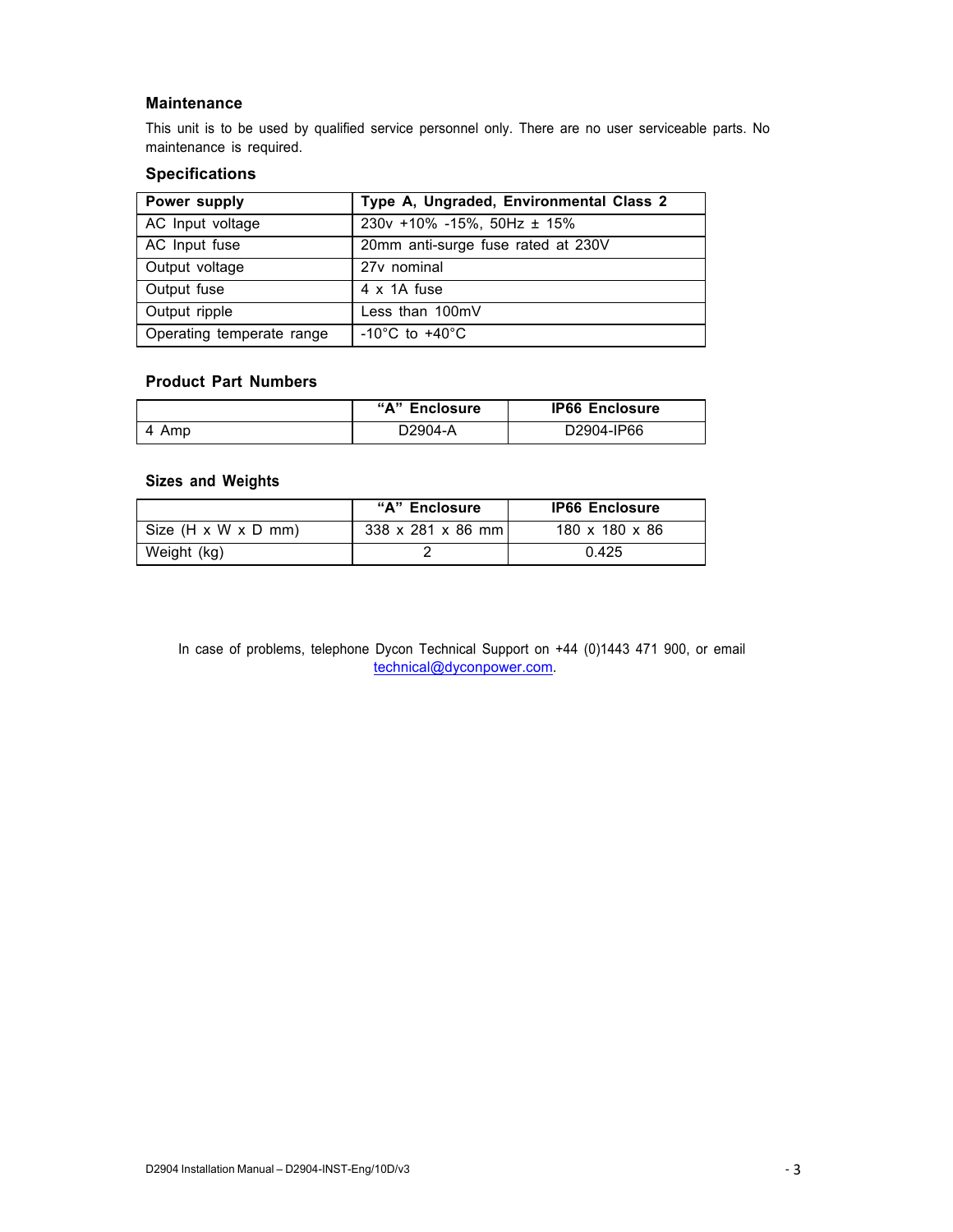## Maintenance

This unit is to be used by qualified service personnel only. There are no user serviceable parts. No maintenance is required.

## Specifications

| Power supply | Type A, Ungraded, Environmental Class 2 |
|---|---|
| AC Input voltage | 230v +10% -15%, 50Hz ± 15% |
| AC Input fuse | 20mm anti-surge fuse rated at 230V |
| Output voltage | 27v nominal |
| Output fuse | 4 x 1A fuse |
| Output ripple | Less than 100mV |
| Operating temperate range | -10°C to +40°C |

## Product Part Numbers

| | "A" Enclosure | IP66 Enclosure |
|---|---|---|
| 4 Amp | D2904-A | D2904-IP66 |

## Sizes and Weights

| | "A" Enclosure | IP66 Enclosure |
|---|---|---|
| Size (H x W x D mm) | 338 x 281 x 86 mm | 180 x 180 x 86 |
| Weight (kg) | 2 | 0.425 |

In case of problems, telephone Dycon Technical Support on +44 (0)1443 471 900, or email technical@dyconpower.com.